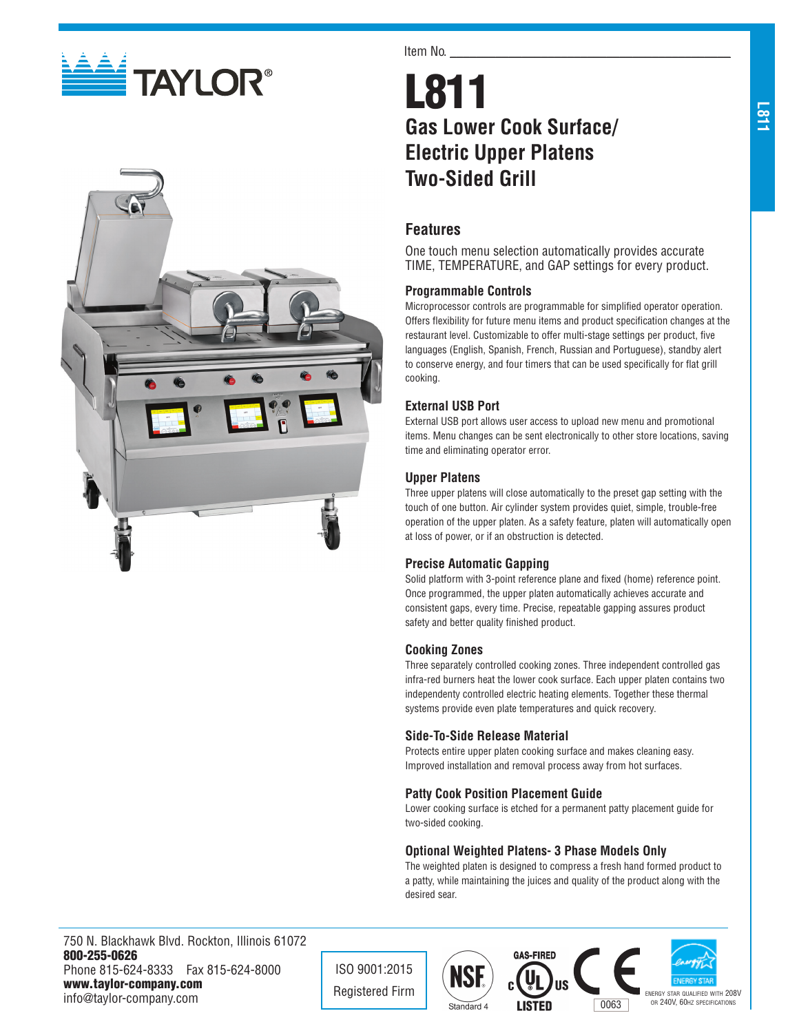TAYLOR®

Item No. ___________________________________

# L811

## Gas Lower Cook Surface/ Electric Upper Platens Two-Sided Grill

## Features

One touch menu selection automatically provides accurate TIME, TEMPERATURE, and GAP settings for every product.

### Programmable Controls

Microprocessor controls are programmable for simplified operator operation. Offers flexibility for future menu items and product specification changes at the restaurant level. Customizable to offer multi-stage settings per product, five languages (English, Spanish, French, Russian and Portuguese), standby alert to conserve energy, and four timers that can be used specifically for flat grill cooking.

### External USB Port

External USB port allows user access to upload new menu and promotional items. Menu changes can be sent electronically to other store locations, saving time and eliminating operator error.

### Upper Platens

Three upper platens will close automatically to the preset gap setting with the touch of one button. Air cylinder system provides quiet, simple, trouble-free operation of the upper platen. As a safety feature, platen will automatically open at loss of power, or if an obstruction is detected.

### Precise Automatic Gapping

Solid platform with 3-point reference plane and fixed (home) reference point. Once programmed, the upper platen automatically achieves accurate and consistent gaps, every time. Precise, repeatable gapping assures product safety and better quality finished product.

### Cooking Zones

Three separately controlled cooking zones. Three independent controlled gas infra-red burners heat the lower cook surface. Each upper platen contains two independenty controlled electric heating elements. Together these thermal systems provide even plate temperatures and quick recovery.

### Side-To-Side Release Material

Protects entire upper platen cooking surface and makes cleaning easy. Improved installation and removal process away from hot surfaces.

### Patty Cook Position Placement Guide

Lower cooking surface is etched for a permanent patty placement guide for two-sided cooking.

### Optional Weighted Platens- 3 Phase Models Only

The weighted platen is designed to compress a fresh hand formed product to a patty, while maintaining the juices and quality of the product along with the desired sear.

750 N. Blackhawk Blvd. Rockton, Illinois 61072
**800-255-0626**
Phone 815-624-8333 Fax 815-624-8000
**www.taylor-company.com**
info@taylor-company.com

ISO 9001:2015 Registered Firm

NSF Standard 4

GAS-FIRED c UL us LISTED

CE 0063

ENERGY STAR QUALIFIED WITH 208V OR 240V, 60HZ SPECIFICATIONS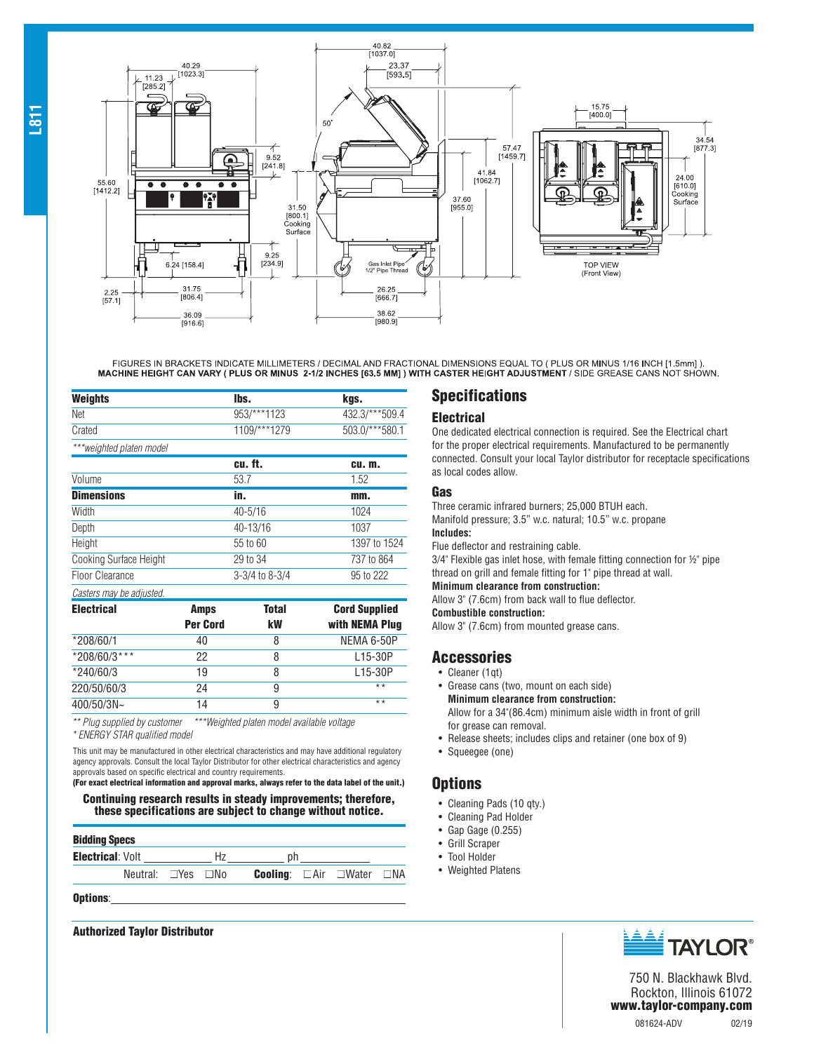40.82 [1037.0]
23.37 [593.5]
40.29 [1023.3]
11.23 [285.2]
50°
15.75 [400.0]
34.54 [877.3]
57.47 [1459.7]
9.52 [241.8]
41.84 [1062.7]
24.00 [610.0] Cooking Surface
55.60 [1412.2]
37.60 [955.0]
31.50 [800.1] Cooking Surface
9.25 [234.9]
6.24 [158.4]
Gas Inlet Pipe 1/2" Pipe Thread
TOP VIEW (Front View)
2.25 [57.1]
31.75 [806.4]
26.25 [666.7]
36.09 [916.6]
38.62 [980.9]

FIGURES IN BRACKETS INDICATE MILLIMETERS / DECIMAL AND FRACTIONAL DIMENSIONS EQUAL TO ( PLUS OR MINUS 1/16 INCH [1.5mm] ).
**MACHINE HEIGHT CAN VARY ( PLUS OR MINUS 2-1/2 INCHES [63.5 MM] ) WITH CASTER HEIGHT ADJUSTMENT / SIDE GREASE CANS NOT SHOWN.**

| **Weights** | **lbs.** | **kgs.** |
|---|---|---|
| Net | 953/***1123 | 432.3/***509.4 |
| Crated | 1109/***1279 | 503.0/***580.1 |

*\*\*\*weighted platen model*

| | **cu. ft.** | **cu. m.** |
|---|---|---|
| Volume | 53.7 | 1.52 |
| **Dimensions** | **in.** | **mm.** |
| Width | 40-5/16 | 1024 |
| Depth | 40-13/16 | 1037 |
| Height | 55 to 60 | 1397 to 1524 |
| Cooking Surface Height | 29 to 34 | 737 to 864 |
| Floor Clearance | 3-3/4 to 8-3/4 | 95 to 222 |

*Casters may be adjusted.*

| **Electrical** | **Amps Per Cord** | **Total kW** | **Cord Supplied with NEMA Plug** |
|---|---|---|---|
| *208/60/1 | 40 | 8 | NEMA 6-50P |
| *208/60/3*** | 22 | 8 | L15-30P |
| *240/60/3 | 19 | 8 | L15-30P |
| 220/50/60/3 | 24 | 9 | ** |
| 400/50/3N~ | 14 | 9 | ** |

*\*\* Plug supplied by customer \*\*\*Weighted platen model available voltage*
*\* ENERGY STAR qualified model*

This unit may be manufactured in other electrical characteristics and may have additional regulatory agency approvals. Consult the local Taylor Distributor for other electrical characteristics and agency approvals based on specific electrical and country requirements.
**(For exact electrical information and approval marks, always refer to the data label of the unit.)**

**Continuing research results in steady improvements; therefore, these specifications are subject to change without notice.**

**Bidding Specs**

**Electrical**: Volt ________ Hz ________ ph ________

Neutral: ☐Yes ☐No **Cooling**: ☐Air ☐Water ☐NA

**Options**: ____________________

## Specifications

### Electrical

One dedicated electrical connection is required. See the Electrical chart for the proper electrical requirements. Manufactured to be permanently connected. Consult your local Taylor distributor for receptacle specifications as local codes allow.

### Gas

Three ceramic infrared burners; 25,000 BTUH each.
Manifold pressure; 3.5" w.c. natural; 10.5" w.c. propane

**Includes:**
Flue deflector and restraining cable.
3/4" Flexible gas inlet hose, with female fitting connection for ½" pipe thread on grill and female fitting for 1" pipe thread at wall.

**Minimum clearance from construction:**
Allow 3" (7.6cm) from back wall to flue deflector.

**Combustible construction:**
Allow 3" (7.6cm) from mounted grease cans.

## Accessories

- Cleaner (1qt)
- Grease cans (two, mount on each side)
  **Minimum clearance from construction:**
  Allow for a 34"(86.4cm) minimum aisle width in front of grill for grease can removal.
- Release sheets; includes clips and retainer (one box of 9)
- Squeegee (one)

## Options

- Cleaning Pads (10 qty.)
- Cleaning Pad Holder
- Gap Gage (0.255)
- Grill Scraper
- Tool Holder
- Weighted Platens

**Authorized Taylor Distributor**

TAYLOR®
750 N. Blackhawk Blvd.
Rockton, Illinois 61072
**www.taylor-company.com**

081624-ADV 02/19